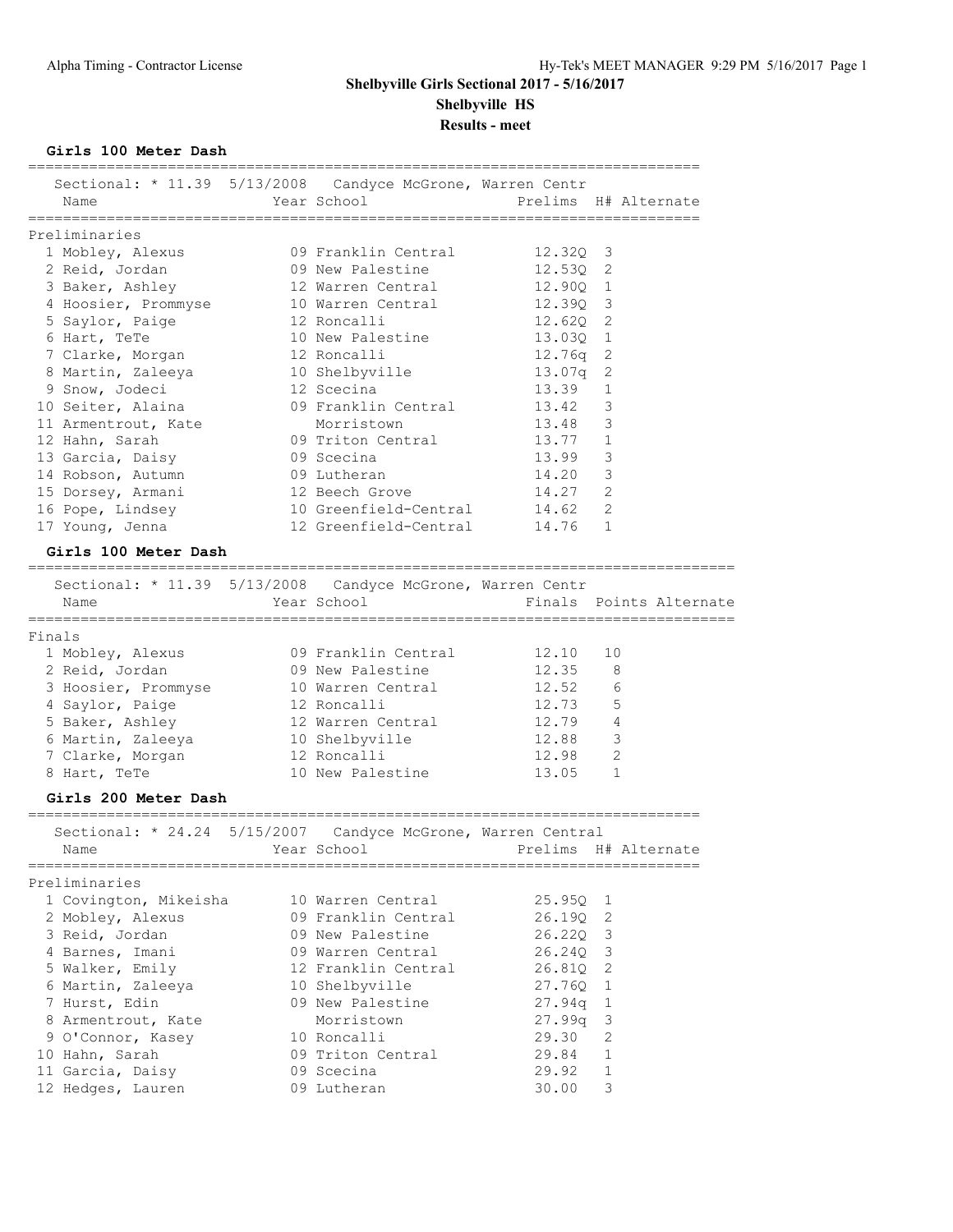**Shelbyville Girls Sectional 2017 - 5/16/2017**

**Shelbyville HS**

**Results - meet**

### Girls 100 Meter Dash

Sectional: * 11.39 5/13/2008 Candyce McGrone, Warren Centr

**Preliminaries**

| Place | Name | Year | School | Prelims | H# | Alternate |
|---|---|---|---|---|---|---|
| 1 | Mobley, Alexus | 09 | Franklin Central | 12.32Q | 3 | |
| 2 | Reid, Jordan | 09 | New Palestine | 12.53Q | 2 | |
| 3 | Baker, Ashley | 12 | Warren Central | 12.90Q | 1 | |
| 4 | Hoosier, Prommyse | 10 | Warren Central | 12.39Q | 3 | |
| 5 | Saylor, Paige | 12 | Roncalli | 12.62Q | 2 | |
| 6 | Hart, TeTe | 10 | New Palestine | 13.03Q | 1 | |
| 7 | Clarke, Morgan | 12 | Roncalli | 12.76q | 2 | |
| 8 | Martin, Zaleeya | 10 | Shelbyville | 13.07q | 2 | |
| 9 | Snow, Jodeci | 12 | Scecina | 13.39 | 1 | |
| 10 | Seiter, Alaina | 09 | Franklin Central | 13.42 | 3 | |
| 11 | Armentrout, Kate | | Morristown | 13.48 | 3 | |
| 12 | Hahn, Sarah | 09 | Triton Central | 13.77 | 1 | |
| 13 | Garcia, Daisy | 09 | Scecina | 13.99 | 3 | |
| 14 | Robson, Autumn | 09 | Lutheran | 14.20 | 3 | |
| 15 | Dorsey, Armani | 12 | Beech Grove | 14.27 | 2 | |
| 16 | Pope, Lindsey | 10 | Greenfield-Central | 14.62 | 2 | |
| 17 | Young, Jenna | 12 | Greenfield-Central | 14.76 | 1 | |

### Girls 100 Meter Dash

Sectional: * 11.39 5/13/2008 Candyce McGrone, Warren Centr

**Finals**

| Place | Name | Year | School | Finals | Points | Alternate |
|---|---|---|---|---|---|---|
| 1 | Mobley, Alexus | 09 | Franklin Central | 12.10 | 10 | |
| 2 | Reid, Jordan | 09 | New Palestine | 12.35 | 8 | |
| 3 | Hoosier, Prommyse | 10 | Warren Central | 12.52 | 6 | |
| 4 | Saylor, Paige | 12 | Roncalli | 12.73 | 5 | |
| 5 | Baker, Ashley | 12 | Warren Central | 12.79 | 4 | |
| 6 | Martin, Zaleeya | 10 | Shelbyville | 12.88 | 3 | |
| 7 | Clarke, Morgan | 12 | Roncalli | 12.98 | 2 | |
| 8 | Hart, TeTe | 10 | New Palestine | 13.05 | 1 | |

### Girls 200 Meter Dash

Sectional: * 24.24 5/15/2007 Candyce McGrone, Warren Central

**Preliminaries**

| Place | Name | Year | School | Prelims | H# | Alternate |
|---|---|---|---|---|---|---|
| 1 | Covington, Mikeisha | 10 | Warren Central | 25.95Q | 1 | |
| 2 | Mobley, Alexus | 09 | Franklin Central | 26.19Q | 2 | |
| 3 | Reid, Jordan | 09 | New Palestine | 26.22Q | 3 | |
| 4 | Barnes, Imani | 09 | Warren Central | 26.24Q | 3 | |
| 5 | Walker, Emily | 12 | Franklin Central | 26.81Q | 2 | |
| 6 | Martin, Zaleeya | 10 | Shelbyville | 27.76Q | 1 | |
| 7 | Hurst, Edin | 09 | New Palestine | 27.94q | 1 | |
| 8 | Armentrout, Kate | | Morristown | 27.99q | 3 | |
| 9 | O'Connor, Kasey | 10 | Roncalli | 29.30 | 2 | |
| 10 | Hahn, Sarah | 09 | Triton Central | 29.84 | 1 | |
| 11 | Garcia, Daisy | 09 | Scecina | 29.92 | 1 | |
| 12 | Hedges, Lauren | 09 | Lutheran | 30.00 | 3 | |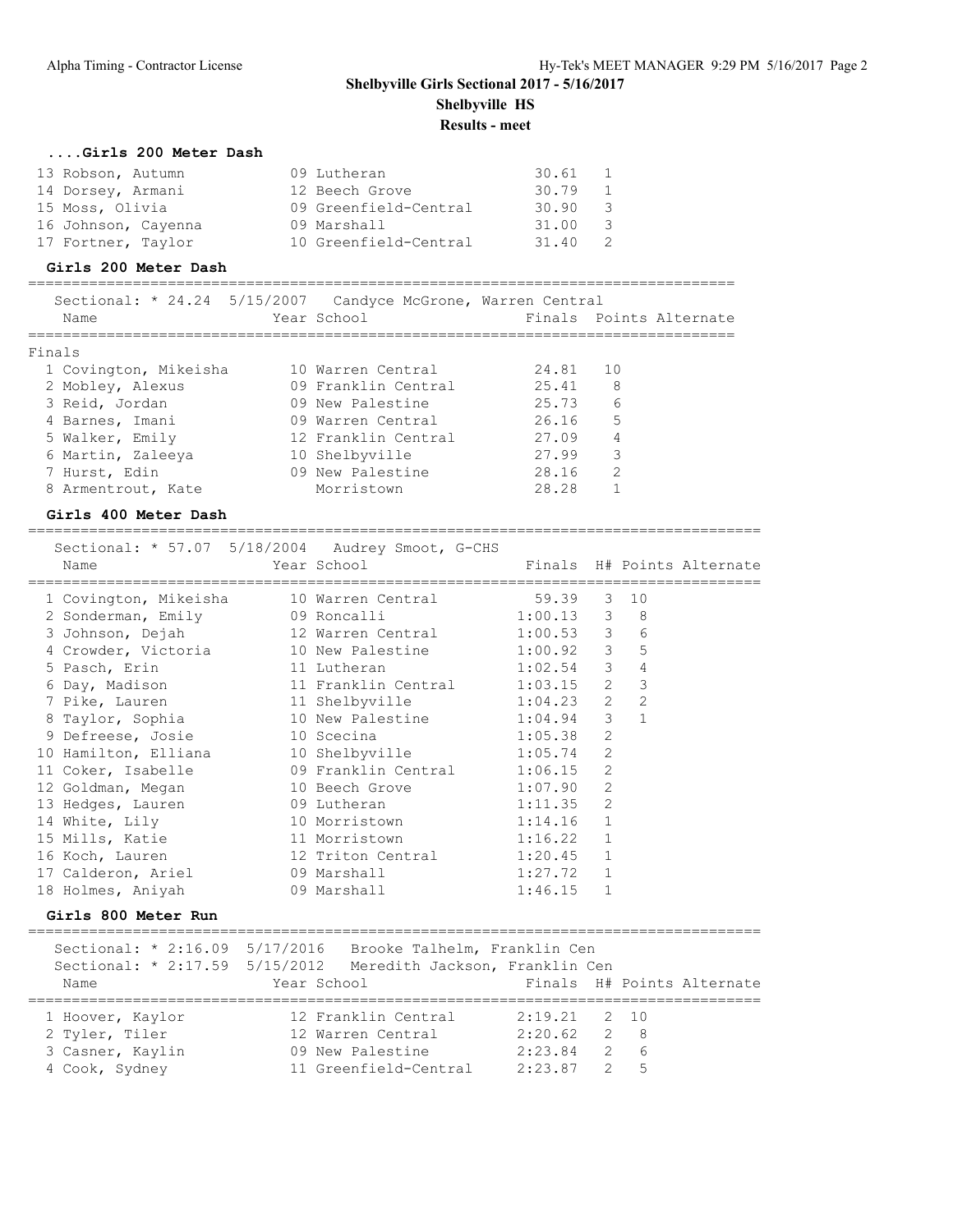# Shelbyville Girls Sectional 2017 - 5/16/2017

## Shelbyville HS

### Results - meet

#### ....Girls 200 Meter Dash

| Place | Name | Year | School | Finals | H# |
|---|---|---|---|---|---|
| 13 | Robson, Autumn | 09 | Lutheran | 30.61 | 1 |
| 14 | Dorsey, Armani | 12 | Beech Grove | 30.79 | 1 |
| 15 | Moss, Olivia | 09 | Greenfield-Central | 30.90 | 3 |
| 16 | Johnson, Cayenna | 09 | Marshall | 31.00 | 3 |
| 17 | Fortner, Taylor | 10 | Greenfield-Central | 31.40 | 2 |

#### Girls 200 Meter Dash

Sectional: * 24.24 5/15/2007 Candyce McGrone, Warren Central

Finals

| Place | Name | Year | School | Finals | Points | Alternate |
|---|---|---|---|---|---|---|
| 1 | Covington, Mikeisha | 10 | Warren Central | 24.81 | 10 | |
| 2 | Mobley, Alexus | 09 | Franklin Central | 25.41 | 8 | |
| 3 | Reid, Jordan | 09 | New Palestine | 25.73 | 6 | |
| 4 | Barnes, Imani | 09 | Warren Central | 26.16 | 5 | |
| 5 | Walker, Emily | 12 | Franklin Central | 27.09 | 4 | |
| 6 | Martin, Zaleeya | 10 | Shelbyville | 27.99 | 3 | |
| 7 | Hurst, Edin | 09 | New Palestine | 28.16 | 2 | |
| 8 | Armentrout, Kate | | Morristown | 28.28 | 1 | |

#### Girls 400 Meter Dash

Sectional: * 57.07 5/18/2004 Audrey Smoot, G-CHS

| Place | Name | Year | School | Finals | H# | Points | Alternate |
|---|---|---|---|---|---|---|---|
| 1 | Covington, Mikeisha | 10 | Warren Central | 59.39 | 3 | 10 | |
| 2 | Sonderman, Emily | 09 | Roncalli | 1:00.13 | 3 | 8 | |
| 3 | Johnson, Dejah | 12 | Warren Central | 1:00.53 | 3 | 6 | |
| 4 | Crowder, Victoria | 10 | New Palestine | 1:00.92 | 3 | 5 | |
| 5 | Pasch, Erin | 11 | Lutheran | 1:02.54 | 3 | 4 | |
| 6 | Day, Madison | 11 | Franklin Central | 1:03.15 | 2 | 3 | |
| 7 | Pike, Lauren | 11 | Shelbyville | 1:04.23 | 2 | 2 | |
| 8 | Taylor, Sophia | 10 | New Palestine | 1:04.94 | 3 | 1 | |
| 9 | Defreese, Josie | 10 | Scecina | 1:05.38 | 2 | | |
| 10 | Hamilton, Elliana | 10 | Shelbyville | 1:05.74 | 2 | | |
| 11 | Coker, Isabelle | 09 | Franklin Central | 1:06.15 | 2 | | |
| 12 | Goldman, Megan | 10 | Beech Grove | 1:07.90 | 2 | | |
| 13 | Hedges, Lauren | 09 | Lutheran | 1:11.35 | 2 | | |
| 14 | White, Lily | 10 | Morristown | 1:14.16 | 1 | | |
| 15 | Mills, Katie | 11 | Morristown | 1:16.22 | 1 | | |
| 16 | Koch, Lauren | 12 | Triton Central | 1:20.45 | 1 | | |
| 17 | Calderon, Ariel | 09 | Marshall | 1:27.72 | 1 | | |
| 18 | Holmes, Aniyah | 09 | Marshall | 1:46.15 | 1 | | |

#### Girls 800 Meter Run

Sectional: * 2:16.09 5/17/2016 Brooke Talhelm, Franklin Cen

Sectional: * 2:17.59 5/15/2012 Meredith Jackson, Franklin Cen

| Place | Name | Year | School | Finals | H# | Points | Alternate |
|---|---|---|---|---|---|---|---|
| 1 | Hoover, Kaylor | 12 | Franklin Central | 2:19.21 | 2 | 10 | |
| 2 | Tyler, Tiler | 12 | Warren Central | 2:20.62 | 2 | 8 | |
| 3 | Casner, Kaylin | 09 | New Palestine | 2:23.84 | 2 | 6 | |
| 4 | Cook, Sydney | 11 | Greenfield-Central | 2:23.87 | 2 | 5 | |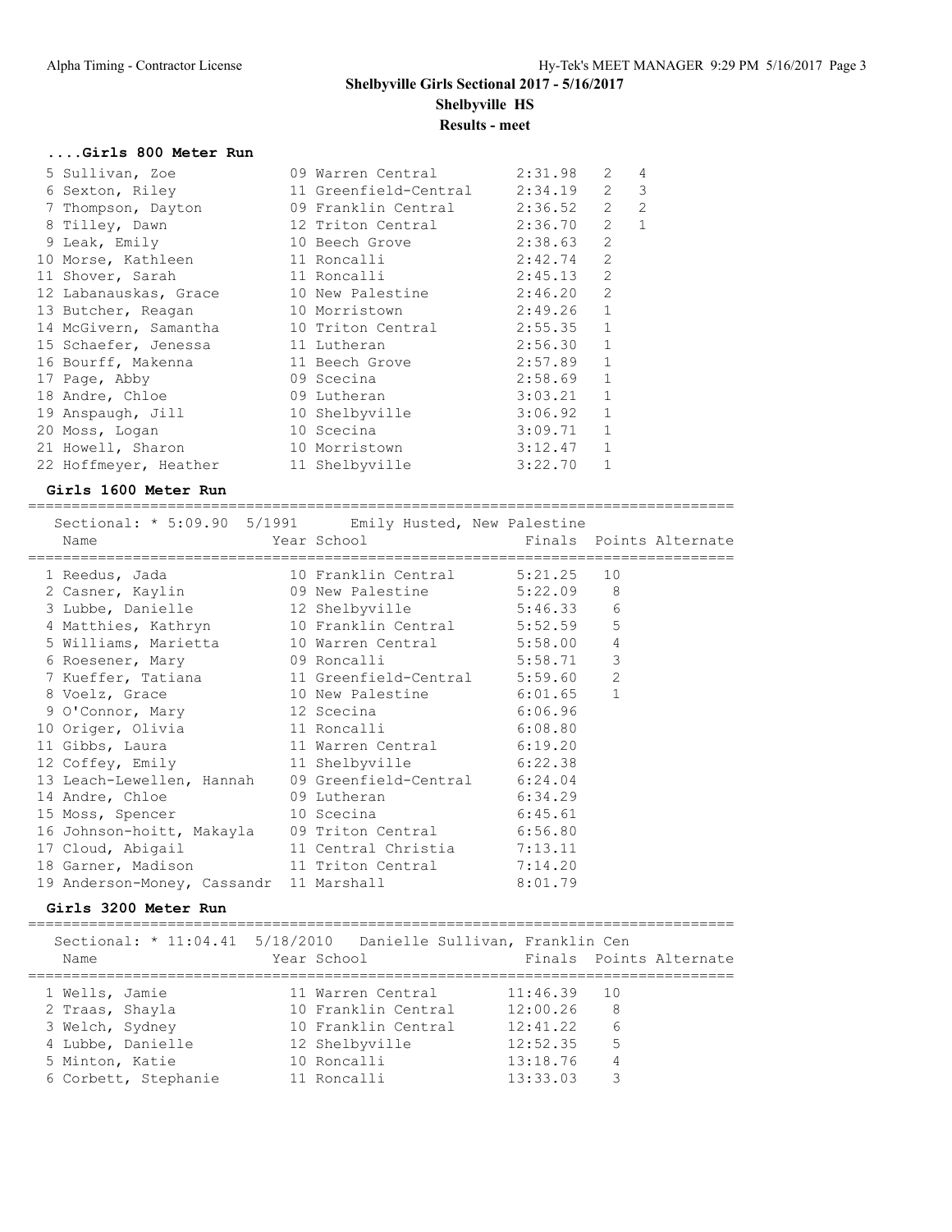**Shelbyville Girls Sectional 2017 - 5/16/2017**
**Shelbyville HS**
**Results - meet**

### ....Girls 800 Meter Run

| Place | Name | Year | School | Finals | H# | Points |
|---|---|---|---|---|---|---|
| 5 | Sullivan, Zoe | 09 | Warren Central | 2:31.98 | 2 | 4 |
| 6 | Sexton, Riley | 11 | Greenfield-Central | 2:34.19 | 2 | 3 |
| 7 | Thompson, Dayton | 09 | Franklin Central | 2:36.52 | 2 | 2 |
| 8 | Tilley, Dawn | 12 | Triton Central | 2:36.70 | 2 | 1 |
| 9 | Leak, Emily | 10 | Beech Grove | 2:38.63 | 2 | |
| 10 | Morse, Kathleen | 11 | Roncalli | 2:42.74 | 2 | |
| 11 | Shover, Sarah | 11 | Roncalli | 2:45.13 | 2 | |
| 12 | Labanauskas, Grace | 10 | New Palestine | 2:46.20 | 2 | |
| 13 | Butcher, Reagan | 10 | Morristown | 2:49.26 | 1 | |
| 14 | McGivern, Samantha | 10 | Triton Central | 2:55.35 | 1 | |
| 15 | Schaefer, Jenessa | 11 | Lutheran | 2:56.30 | 1 | |
| 16 | Bourff, Makenna | 11 | Beech Grove | 2:57.89 | 1 | |
| 17 | Page, Abby | 09 | Scecina | 2:58.69 | 1 | |
| 18 | Andre, Chloe | 09 | Lutheran | 3:03.21 | 1 | |
| 19 | Anspaugh, Jill | 10 | Shelbyville | 3:06.92 | 1 | |
| 20 | Moss, Logan | 10 | Scecina | 3:09.71 | 1 | |
| 21 | Howell, Sharon | 10 | Morristown | 3:12.47 | 1 | |
| 22 | Hoffmeyer, Heather | 11 | Shelbyville | 3:22.70 | 1 | |

### Girls 1600 Meter Run

Sectional: * 5:09.90 5/1991 Emily Husted, New Palestine

| Place | Name | Year | School | Finals | Points | Alternate |
|---|---|---|---|---|---|---|
| 1 | Reedus, Jada | 10 | Franklin Central | 5:21.25 | 10 | |
| 2 | Casner, Kaylin | 09 | New Palestine | 5:22.09 | 8 | |
| 3 | Lubbe, Danielle | 12 | Shelbyville | 5:46.33 | 6 | |
| 4 | Matthies, Kathryn | 10 | Franklin Central | 5:52.59 | 5 | |
| 5 | Williams, Marietta | 10 | Warren Central | 5:58.00 | 4 | |
| 6 | Roesener, Mary | 09 | Roncalli | 5:58.71 | 3 | |
| 7 | Kueffer, Tatiana | 11 | Greenfield-Central | 5:59.60 | 2 | |
| 8 | Voelz, Grace | 10 | New Palestine | 6:01.65 | 1 | |
| 9 | O'Connor, Mary | 12 | Scecina | 6:06.96 | | |
| 10 | Origer, Olivia | 11 | Roncalli | 6:08.80 | | |
| 11 | Gibbs, Laura | 11 | Warren Central | 6:19.20 | | |
| 12 | Coffey, Emily | 11 | Shelbyville | 6:22.38 | | |
| 13 | Leach-Lewellen, Hannah | 09 | Greenfield-Central | 6:24.04 | | |
| 14 | Andre, Chloe | 09 | Lutheran | 6:34.29 | | |
| 15 | Moss, Spencer | 10 | Scecina | 6:45.61 | | |
| 16 | Johnson-hoitt, Makayla | 09 | Triton Central | 6:56.80 | | |
| 17 | Cloud, Abigail | 11 | Central Christia | 7:13.11 | | |
| 18 | Garner, Madison | 11 | Triton Central | 7:14.20 | | |
| 19 | Anderson-Money, Cassandr | 11 | Marshall | 8:01.79 | | |

### Girls 3200 Meter Run

Sectional: * 11:04.41 5/18/2010 Danielle Sullivan, Franklin Cen

| Place | Name | Year | School | Finals | Points | Alternate |
|---|---|---|---|---|---|---|
| 1 | Wells, Jamie | 11 | Warren Central | 11:46.39 | 10 | |
| 2 | Traas, Shayla | 10 | Franklin Central | 12:00.26 | 8 | |
| 3 | Welch, Sydney | 10 | Franklin Central | 12:41.22 | 6 | |
| 4 | Lubbe, Danielle | 12 | Shelbyville | 12:52.35 | 5 | |
| 5 | Minton, Katie | 10 | Roncalli | 13:18.76 | 4 | |
| 6 | Corbett, Stephanie | 11 | Roncalli | 13:33.03 | 3 | |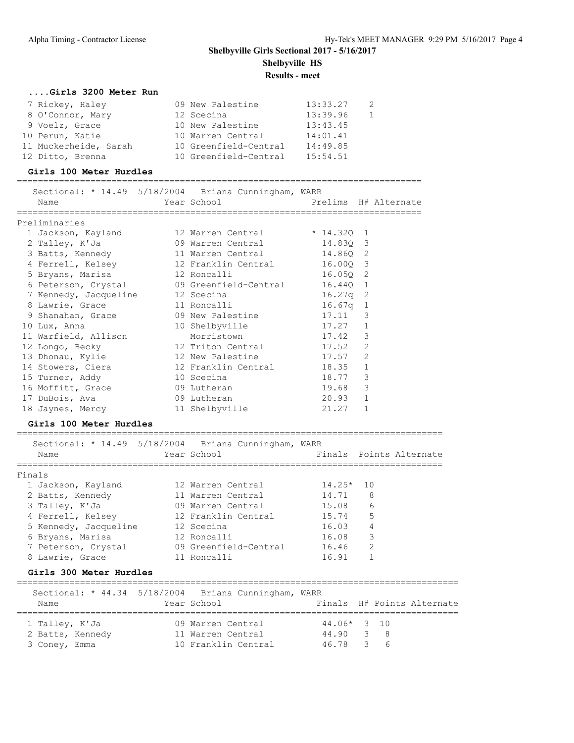## Shelbyville Girls Sectional 2017 - 5/16/2017
### Shelbyville HS
### Results - meet

### ....Girls 3200 Meter Run

| Place | Name | Year | School | Finals | Points |
|---|---|---|---|---|---|
| 7 | Rickey, Haley | 09 | New Palestine | 13:33.27 | 2 |
| 8 | O'Connor, Mary | 12 | Scecina | 13:39.96 | 1 |
| 9 | Voelz, Grace | 10 | New Palestine | 13:43.45 | |
| 10 | Perun, Katie | 10 | Warren Central | 14:01.41 | |
| 11 | Muckerheide, Sarah | 10 | Greenfield-Central | 14:49.85 | |
| 12 | Ditto, Brenna | 10 | Greenfield-Central | 15:54.51 | |

### Girls 100 Meter Hurdles

Sectional: * 14.49 5/18/2004 Briana Cunningham, WARR

Preliminaries

| Place | Name | Year | School | Prelims | H# | Alternate |
|---|---|---|---|---|---|---|
| 1 | Jackson, Kayland | 12 | Warren Central | * 14.32Q | 1 | |
| 2 | Talley, K'Ja | 09 | Warren Central | 14.83Q | 3 | |
| 3 | Batts, Kennedy | 11 | Warren Central | 14.86Q | 2 | |
| 4 | Ferrell, Kelsey | 12 | Franklin Central | 16.00Q | 3 | |
| 5 | Bryans, Marisa | 12 | Roncalli | 16.05Q | 2 | |
| 6 | Peterson, Crystal | 09 | Greenfield-Central | 16.44Q | 1 | |
| 7 | Kennedy, Jacqueline | 12 | Scecina | 16.27q | 2 | |
| 8 | Lawrie, Grace | 11 | Roncalli | 16.67q | 1 | |
| 9 | Shanahan, Grace | 09 | New Palestine | 17.11 | 3 | |
| 10 | Lux, Anna | 10 | Shelbyville | 17.27 | 1 | |
| 11 | Warfield, Allison | | Morristown | 17.42 | 3 | |
| 12 | Longo, Becky | 12 | Triton Central | 17.52 | 2 | |
| 13 | Dhonau, Kylie | 12 | New Palestine | 17.57 | 2 | |
| 14 | Stowers, Ciera | 12 | Franklin Central | 18.35 | 1 | |
| 15 | Turner, Addy | 10 | Scecina | 18.77 | 3 | |
| 16 | Moffitt, Grace | 09 | Lutheran | 19.68 | 3 | |
| 17 | DuBois, Ava | 09 | Lutheran | 20.93 | 1 | |
| 18 | Jaynes, Mercy | 11 | Shelbyville | 21.27 | 1 | |

### Girls 100 Meter Hurdles

Sectional: * 14.49 5/18/2004 Briana Cunningham, WARR

Finals

| Place | Name | Year | School | Finals | Points | Alternate |
|---|---|---|---|---|---|---|
| 1 | Jackson, Kayland | 12 | Warren Central | 14.25* | 10 | |
| 2 | Batts, Kennedy | 11 | Warren Central | 14.71 | 8 | |
| 3 | Talley, K'Ja | 09 | Warren Central | 15.08 | 6 | |
| 4 | Ferrell, Kelsey | 12 | Franklin Central | 15.74 | 5 | |
| 5 | Kennedy, Jacqueline | 12 | Scecina | 16.03 | 4 | |
| 6 | Bryans, Marisa | 12 | Roncalli | 16.08 | 3 | |
| 7 | Peterson, Crystal | 09 | Greenfield-Central | 16.46 | 2 | |
| 8 | Lawrie, Grace | 11 | Roncalli | 16.91 | 1 | |

### Girls 300 Meter Hurdles

Sectional: * 44.34 5/18/2004 Briana Cunningham, WARR

| Place | Name | Year | School | Finals | H# | Points | Alternate |
|---|---|---|---|---|---|---|---|
| 1 | Talley, K'Ja | 09 | Warren Central | 44.06* | 3 | 10 | |
| 2 | Batts, Kennedy | 11 | Warren Central | 44.90 | 3 | 8 | |
| 3 | Coney, Emma | 10 | Franklin Central | 46.78 | 3 | 6 | |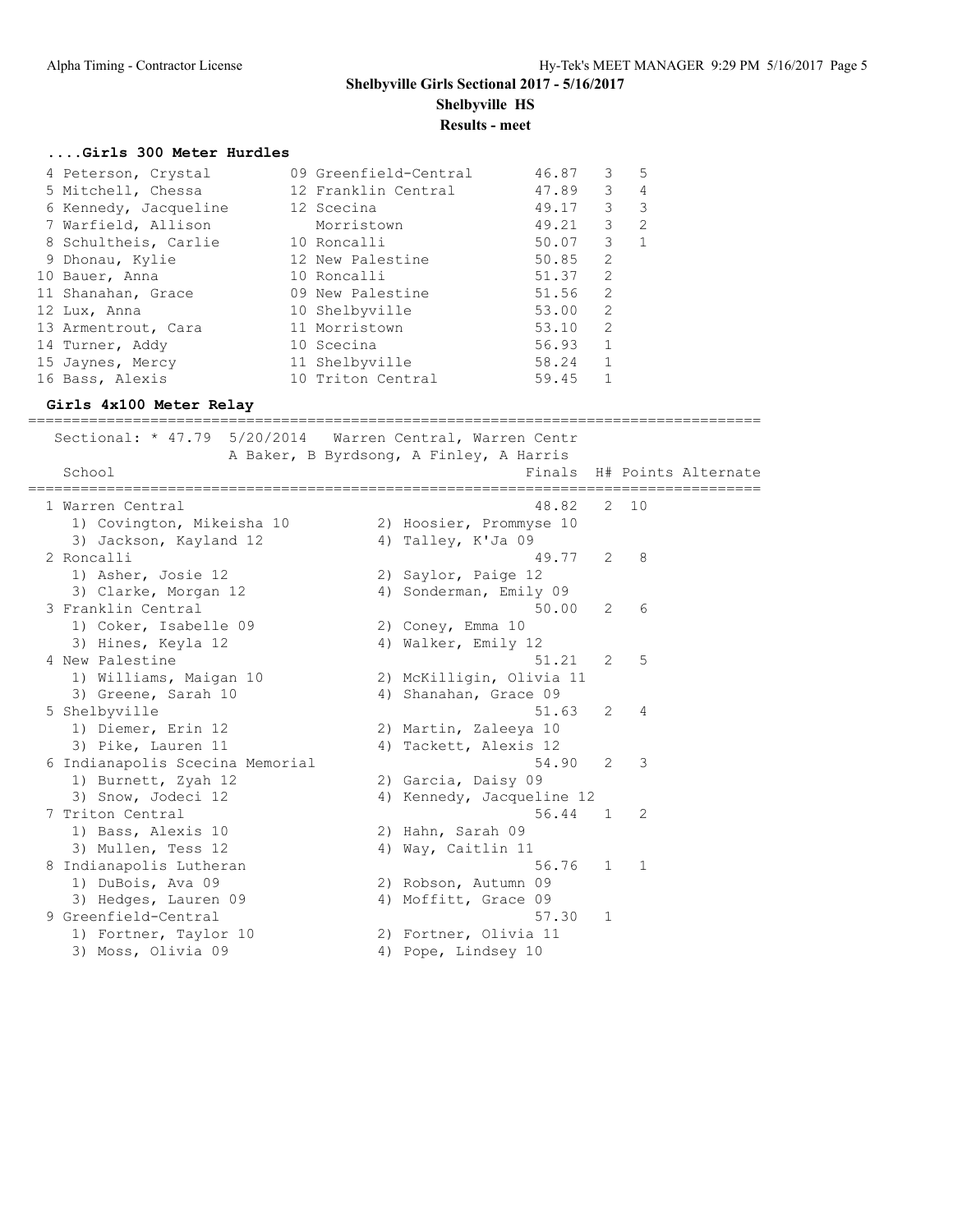**Shelbyville Girls Sectional 2017 - 5/16/2017**

**Shelbyville HS**

**Results - meet**

### ....Girls 300 Meter Hurdles

| Place | Name | Yr | School | Finals | H# | Points |
|---|---|---|---|---|---|---|
| 4 | Peterson, Crystal | 09 | Greenfield-Central | 46.87 | 3 | 5 |
| 5 | Mitchell, Chessa | 12 | Franklin Central | 47.89 | 3 | 4 |
| 6 | Kennedy, Jacqueline | 12 | Scecina | 49.17 | 3 | 3 |
| 7 | Warfield, Allison | | Morristown | 49.21 | 3 | 2 |
| 8 | Schultheis, Carlie | 10 | Roncalli | 50.07 | 3 | 1 |
| 9 | Dhonau, Kylie | 12 | New Palestine | 50.85 | 2 | |
| 10 | Bauer, Anna | 10 | Roncalli | 51.37 | 2 | |
| 11 | Shanahan, Grace | 09 | New Palestine | 51.56 | 2 | |
| 12 | Lux, Anna | 10 | Shelbyville | 53.00 | 2 | |
| 13 | Armentrout, Cara | 11 | Morristown | 53.10 | 2 | |
| 14 | Turner, Addy | 10 | Scecina | 56.93 | 1 | |
| 15 | Jaynes, Mercy | 11 | Shelbyville | 58.24 | 1 | |
| 16 | Bass, Alexis | 10 | Triton Central | 59.45 | 1 | |

### Girls 4x100 Meter Relay

Sectional: * 47.79 5/20/2014 Warren Central, Warren Centr
A Baker, B Byrdsong, A Finley, A Harris

| Place | School | Finals | H# | Points | Alternate |
|---|---|---|---|---|---|
| 1 | Warren Central | 48.82 | 2 | 10 | |
| | 1) Covington, Mikeisha 10; 2) Hoosier, Prommyse 10; 3) Jackson, Kayland 12; 4) Talley, K'Ja 09 | | | | |
| 2 | Roncalli | 49.77 | 2 | 8 | |
| | 1) Asher, Josie 12; 2) Saylor, Paige 12; 3) Clarke, Morgan 12; 4) Sonderman, Emily 09 | | | | |
| 3 | Franklin Central | 50.00 | 2 | 6 | |
| | 1) Coker, Isabelle 09; 2) Coney, Emma 10; 3) Hines, Keyla 12; 4) Walker, Emily 12 | | | | |
| 4 | New Palestine | 51.21 | 2 | 5 | |
| | 1) Williams, Maigan 10; 2) McKilligin, Olivia 11; 3) Greene, Sarah 10; 4) Shanahan, Grace 09 | | | | |
| 5 | Shelbyville | 51.63 | 2 | 4 | |
| | 1) Diemer, Erin 12; 2) Martin, Zaleeya 10; 3) Pike, Lauren 11; 4) Tackett, Alexis 12 | | | | |
| 6 | Indianapolis Scecina Memorial | 54.90 | 2 | 3 | |
| | 1) Burnett, Zyah 12; 2) Garcia, Daisy 09; 3) Snow, Jodeci 12; 4) Kennedy, Jacqueline 12 | | | | |
| 7 | Triton Central | 56.44 | 1 | 2 | |
| | 1) Bass, Alexis 10; 2) Hahn, Sarah 09; 3) Mullen, Tess 12; 4) Way, Caitlin 11 | | | | |
| 8 | Indianapolis Lutheran | 56.76 | 1 | 1 | |
| | 1) DuBois, Ava 09; 2) Robson, Autumn 09; 3) Hedges, Lauren 09; 4) Moffitt, Grace 09 | | | | |
| 9 | Greenfield-Central | 57.30 | 1 | | |
| | 1) Fortner, Taylor 10; 2) Fortner, Olivia 11; 3) Moss, Olivia 09; 4) Pope, Lindsey 10 | | | | |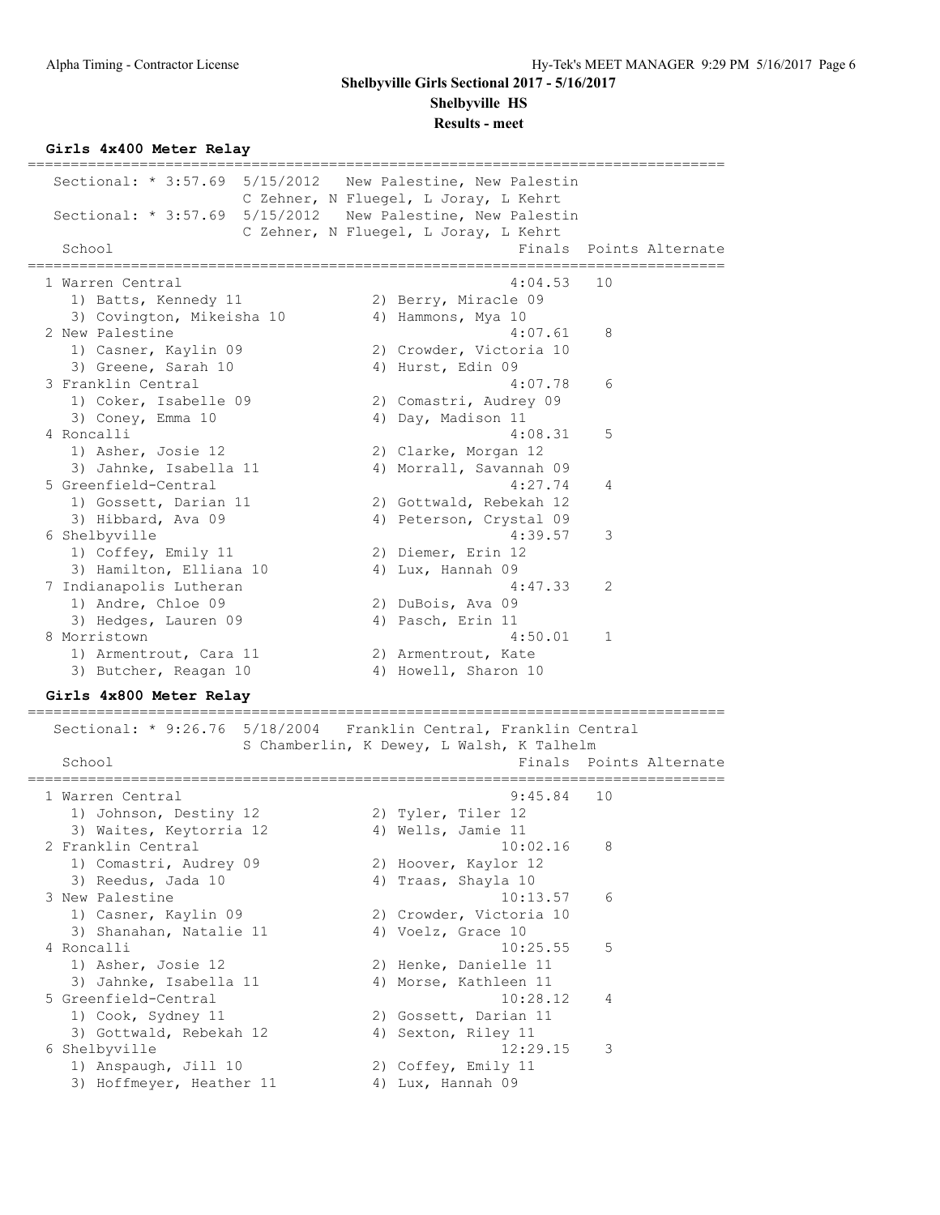**Shelbyville Girls Sectional 2017 - 5/16/2017**

**Shelbyville HS**

**Results - meet**

### Girls 4x400 Meter Relay

Sectional: * 3:57.69 5/15/2012 New Palestine, New Palestin
C Zehner, N Fluegel, L Joray, L Kehrt

Sectional: * 3:57.69 5/15/2012 New Palestine, New Palestin
C Zehner, N Fluegel, L Joray, L Kehrt

| Place | School | Finals | Points | Alternate |
|---|---|---|---|---|
| 1 | Warren Central | 4:04.53 | 10 | |
| | 1) Batts, Kennedy 11; 2) Berry, Miracle 09; 3) Covington, Mikeisha 10; 4) Hammons, Mya 10 | | | |
| 2 | New Palestine | 4:07.61 | 8 | |
| | 1) Casner, Kaylin 09; 2) Crowder, Victoria 10; 3) Greene, Sarah 10; 4) Hurst, Edin 09 | | | |
| 3 | Franklin Central | 4:07.78 | 6 | |
| | 1) Coker, Isabelle 09; 2) Comastri, Audrey 09; 3) Coney, Emma 10; 4) Day, Madison 11 | | | |
| 4 | Roncalli | 4:08.31 | 5 | |
| | 1) Asher, Josie 12; 2) Clarke, Morgan 12; 3) Jahnke, Isabella 11; 4) Morrall, Savannah 09 | | | |
| 5 | Greenfield-Central | 4:27.74 | 4 | |
| | 1) Gossett, Darian 11; 2) Gottwald, Rebekah 12; 3) Hibbard, Ava 09; 4) Peterson, Crystal 09 | | | |
| 6 | Shelbyville | 4:39.57 | 3 | |
| | 1) Coffey, Emily 11; 2) Diemer, Erin 12; 3) Hamilton, Elliana 10; 4) Lux, Hannah 09 | | | |
| 7 | Indianapolis Lutheran | 4:47.33 | 2 | |
| | 1) Andre, Chloe 09; 2) DuBois, Ava 09; 3) Hedges, Lauren 09; 4) Pasch, Erin 11 | | | |
| 8 | Morristown | 4:50.01 | 1 | |
| | 1) Armentrout, Cara 11; 2) Armentrout, Kate; 3) Butcher, Reagan 10; 4) Howell, Sharon 10 | | | |

### Girls 4x800 Meter Relay

Sectional: * 9:26.76 5/18/2004 Franklin Central, Franklin Central
S Chamberlin, K Dewey, L Walsh, K Talhelm

| Place | School | Finals | Points | Alternate |
|---|---|---|---|---|
| 1 | Warren Central | 9:45.84 | 10 | |
| | 1) Johnson, Destiny 12; 2) Tyler, Tiler 12; 3) Waites, Keytorria 12; 4) Wells, Jamie 11 | | | |
| 2 | Franklin Central | 10:02.16 | 8 | |
| | 1) Comastri, Audrey 09; 2) Hoover, Kaylor 12; 3) Reedus, Jada 10; 4) Traas, Shayla 10 | | | |
| 3 | New Palestine | 10:13.57 | 6 | |
| | 1) Casner, Kaylin 09; 2) Crowder, Victoria 10; 3) Shanahan, Natalie 11; 4) Voelz, Grace 10 | | | |
| 4 | Roncalli | 10:25.55 | 5 | |
| | 1) Asher, Josie 12; 2) Henke, Danielle 11; 3) Jahnke, Isabella 11; 4) Morse, Kathleen 11 | | | |
| 5 | Greenfield-Central | 10:28.12 | 4 | |
| | 1) Cook, Sydney 11; 2) Gossett, Darian 11; 3) Gottwald, Rebekah 12; 4) Sexton, Riley 11 | | | |
| 6 | Shelbyville | 12:29.15 | 3 | |
| | 1) Anspaugh, Jill 10; 2) Coffey, Emily 11; 3) Hoffmeyer, Heather 11; 4) Lux, Hannah 09 | | | |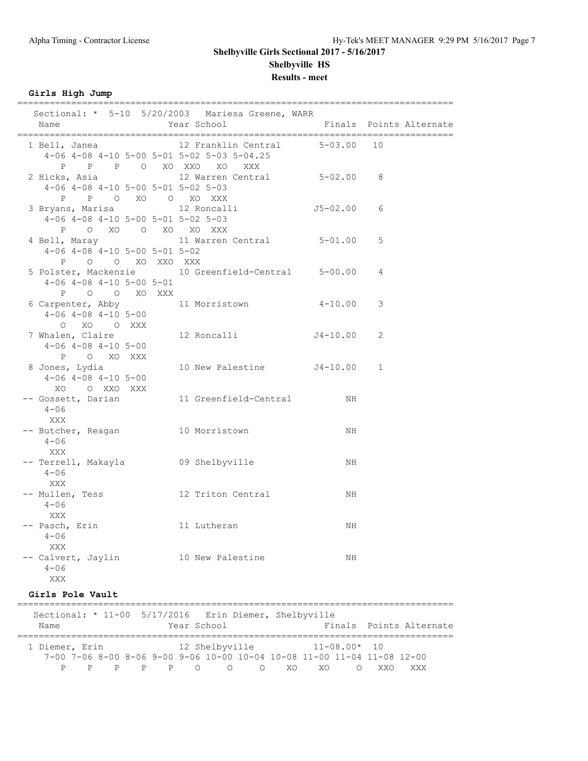**Shelbyville Girls Sectional 2017 - 5/16/2017**

**Shelbyville HS**

**Results - meet**

### Girls High Jump

```
================================================================================
   Sectional: *  5-10  5/20/2003   Mariesa Greene, WARR
   Name                    Year School                  Finals  Points Alternate
================================================================================
  1 Bell, Janea             12 Franklin Central       5-03.00   10
     4-06 4-08 4-10 5-00 5-01 5-02 5-03 5-04.25
        P    P    P    O   XO  XXO   XO   XXX
  2 Hicks, Asia             12 Warren Central         5-02.00    8
     4-06 4-08 4-10 5-00 5-01 5-02 5-03
        P    P    O   XO    O   XO  XXX
  3 Bryans, Marisa          12 Roncalli              J5-02.00    6
     4-06 4-08 4-10 5-00 5-01 5-02 5-03
        P    O   XO    O   XO   XO  XXX
  4 Bell, Maray             11 Warren Central         5-01.00    5
     4-06 4-08 4-10 5-00 5-01 5-02
        P    O    O   XO  XXO  XXX
  5 Polster, Mackenzie      10 Greenfield-Central     5-00.00    4
     4-06 4-08 4-10 5-00 5-01
        P    O    O   XO  XXX
  6 Carpenter, Abby         11 Morristown             4-10.00    3
     4-06 4-08 4-10 5-00
        O   XO    O  XXX
  7 Whalen, Claire          12 Roncalli              J4-10.00    2
     4-06 4-08 4-10 5-00
        P    O   XO  XXX
  8 Jones, Lydia            10 New Palestine         J4-10.00    1
     4-06 4-08 4-10 5-00
       XO    O  XXO  XXX
 -- Gossett, Darian         11 Greenfield-Central          NH
     4-06
      XXX
 -- Butcher, Reagan         10 Morristown                  NH
     4-06
      XXX
 -- Terrell, Makayla        09 Shelbyville                 NH
     4-06
      XXX
 -- Mullen, Tess            12 Triton Central              NH
     4-06
      XXX
 -- Pasch, Erin             11 Lutheran                    NH
     4-06
      XXX
 -- Calvert, Jaylin         10 New Palestine               NH
     4-06
      XXX
```

### Girls Pole Vault

```
================================================================================
   Sectional: * 11-00  5/17/2016   Erin Diemer, Shelbyville
   Name                    Year School                  Finals  Points Alternate
================================================================================
  1 Diemer, Erin            12 Shelbyville           11-08.00*  10
     7-00 7-06 8-00 8-06 9-00 9-06 10-00 10-04 10-08 11-00 11-04 11-08 12-00
        P    P    P    P    P    O     O     O    XO    XO     O   XXO   XXX
```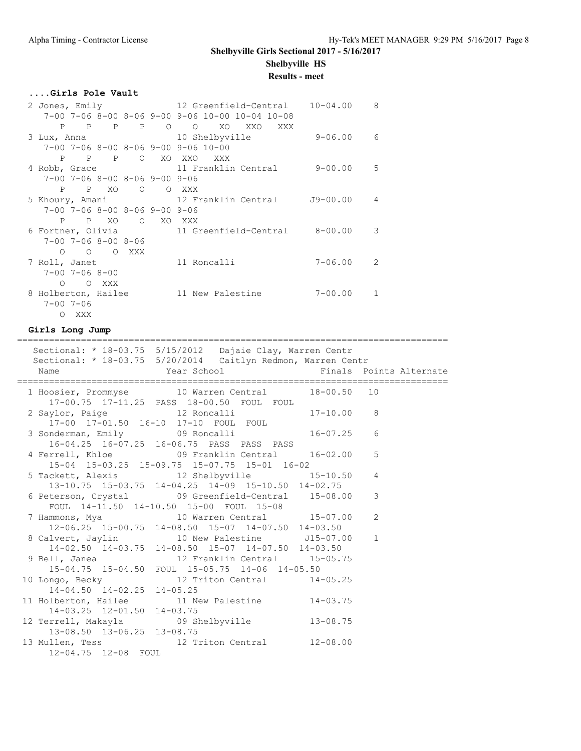**Shelbyville Girls Sectional 2017 - 5/16/2017**

**Shelbyville HS**

**Results - meet**

### ....Girls Pole Vault

```
  2 Jones, Emily               12 Greenfield-Central    10-04.00    8
     7-00 7-06 8-00 8-06 9-00 9-06 10-00 10-04 10-08
        P    P    P    P    O    O    XO   XXO   XXX
  3 Lux, Anna                  10 Shelbyville            9-06.00    6
     7-00 7-06 8-00 8-06 9-00 9-06 10-00
        P    P    P    O   XO  XXO   XXX
  4 Robb, Grace                11 Franklin Central       9-00.00    5
     7-00 7-06 8-00 8-06 9-00 9-06
        P    P   XO    O    O  XXX
  5 Khoury, Amani              12 Franklin Central      J9-00.00    4
     7-00 7-06 8-00 8-06 9-00 9-06
        P    P   XO    O   XO  XXX
  6 Fortner, Olivia            11 Greenfield-Central     8-00.00    3
     7-00 7-06 8-00 8-06
        O    O    O  XXX
  7 Roll, Janet                11 Roncalli               7-06.00    2
     7-00 7-06 8-00
        O    O  XXX
  8 Holberton, Hailee          11 New Palestine          7-00.00    1
     7-00 7-06
        O  XXX
```

### Girls Long Jump

```
=================================================================================
    Sectional: * 18-03.75  5/15/2012   Dajaie Clay, Warren Centr
    Sectional: * 18-03.75  5/20/2014   Caitlyn Redmon, Warren Centr
    Name                    Year School                 Finals  Points Alternate
=================================================================================
  1 Hoosier, Prommyse          10 Warren Central        18-00.50   10
      17-00.75  17-11.25  PASS  18-00.50  FOUL  FOUL
  2 Saylor, Paige              12 Roncalli              17-10.00    8
      17-00  17-01.50  16-10  17-10  FOUL  FOUL
  3 Sonderman, Emily           09 Roncalli              16-07.25    6
      16-04.25  16-07.25  16-06.75  PASS  PASS  PASS
  4 Ferrell, Khloe             09 Franklin Central      16-02.00    5
      15-04  15-03.25  15-09.75  15-07.75  15-01  16-02
  5 Tackett, Alexis            12 Shelbyville           15-10.50    4
      13-10.75  15-03.75  14-04.25  14-09  15-10.50  14-02.75
  6 Peterson, Crystal          09 Greenfield-Central    15-08.00    3
      FOUL  14-11.50  14-10.50  15-00  FOUL  15-08
  7 Hammons, Mya               10 Warren Central        15-07.00    2
      12-06.25  15-00.75  14-08.50  15-07  14-07.50  14-03.50
  8 Calvert, Jaylin            10 New Palestine        J15-07.00    1
      14-02.50  14-03.75  14-08.50  15-07  14-07.50  14-03.50
  9 Bell, Janea                12 Franklin Central      15-05.75
      15-04.75  15-04.50  FOUL  15-05.75  14-06  14-05.50
 10 Longo, Becky               12 Triton Central        14-05.25
      14-04.50  14-02.25  14-05.25
 11 Holberton, Hailee          11 New Palestine         14-03.75
      14-03.25  12-01.50  14-03.75
 12 Terrell, Makayla           09 Shelbyville           13-08.75
      13-08.50  13-06.25  13-08.75
 13 Mullen, Tess               12 Triton Central        12-08.00
      12-04.75  12-08  FOUL
```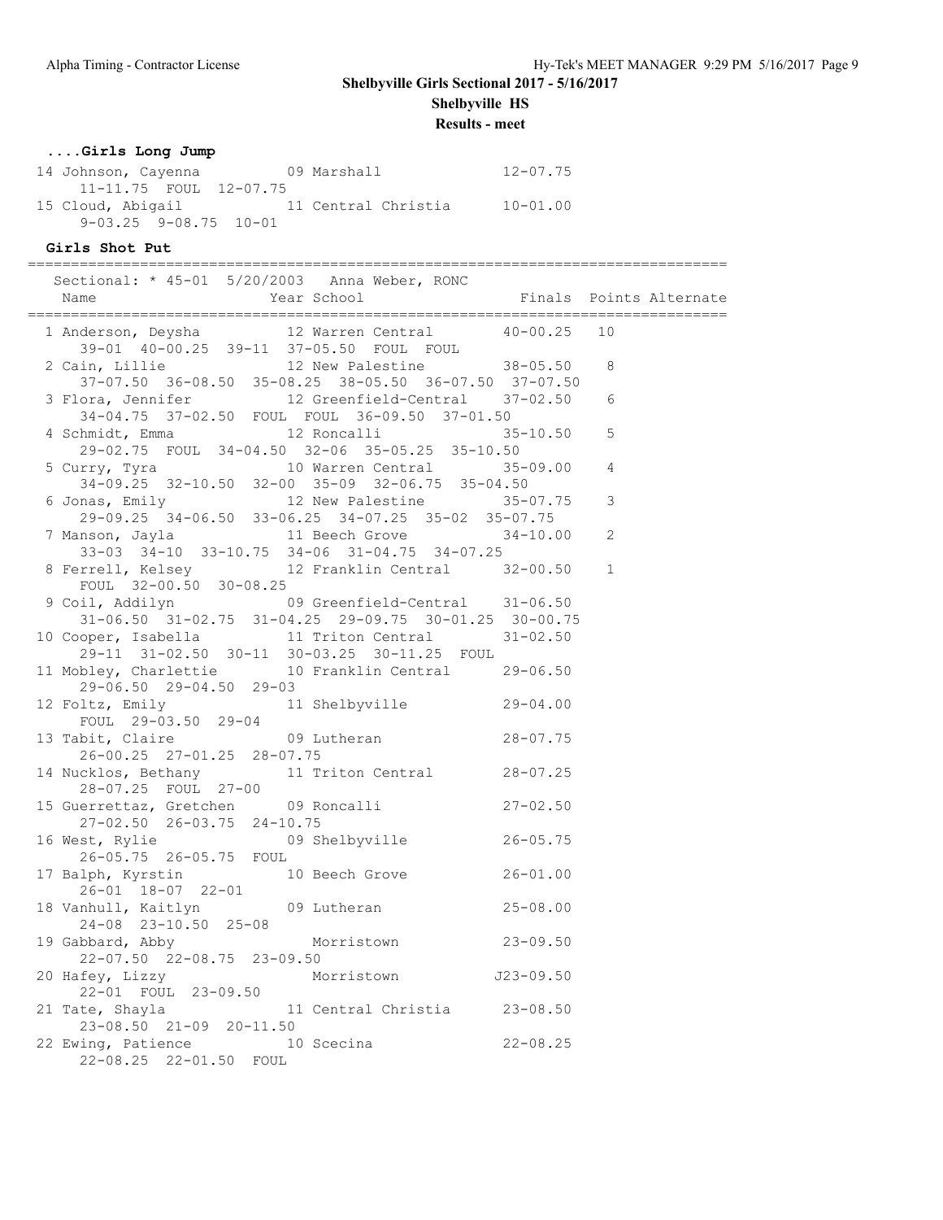**Shelbyville Girls Sectional 2017 - 5/16/2017**

**Shelbyville HS**

**Results - meet**

### ....Girls Long Jump

| Place | Name | Year | School | Finals |
|---|---|---|---|---|
| 14 | Johnson, Cayenna | 09 | Marshall | 12-07.75 |
| | 11-11.75 FOUL 12-07.75 | | | |
| 15 | Cloud, Abigail | 11 | Central Christia | 10-01.00 |
| | 9-03.25 9-08.75 10-01 | | | |

### Girls Shot Put

Sectional: * 45-01 5/20/2003 Anna Weber, RONC

| Place | Name | Year | School | Finals | Points | Alternate |
|---|---|---|---|---|---|---|
| 1 | Anderson, Deysha | 12 | Warren Central | 40-00.25 | 10 | |
| | 39-01 40-00.25 39-11 37-05.50 FOUL FOUL | | | | | |
| 2 | Cain, Lillie | 12 | New Palestine | 38-05.50 | 8 | |
| | 37-07.50 36-08.50 35-08.25 38-05.50 36-07.50 37-07.50 | | | | | |
| 3 | Flora, Jennifer | 12 | Greenfield-Central | 37-02.50 | 6 | |
| | 34-04.75 37-02.50 FOUL FOUL 36-09.50 37-01.50 | | | | | |
| 4 | Schmidt, Emma | 12 | Roncalli | 35-10.50 | 5 | |
| | 29-02.75 FOUL 34-04.50 32-06 35-05.25 35-10.50 | | | | | |
| 5 | Curry, Tyra | 10 | Warren Central | 35-09.00 | 4 | |
| | 34-09.25 32-10.50 32-00 35-09 32-06.75 35-04.50 | | | | | |
| 6 | Jonas, Emily | 12 | New Palestine | 35-07.75 | 3 | |
| | 29-09.25 34-06.50 33-06.25 34-07.25 35-02 35-07.75 | | | | | |
| 7 | Manson, Jayla | 11 | Beech Grove | 34-10.00 | 2 | |
| | 33-03 34-10 33-10.75 34-06 31-04.75 34-07.25 | | | | | |
| 8 | Ferrell, Kelsey | 12 | Franklin Central | 32-00.50 | 1 | |
| | FOUL 32-00.50 30-08.25 | | | | | |
| 9 | Coil, Addilyn | 09 | Greenfield-Central | 31-06.50 | | |
| | 31-06.50 31-02.75 31-04.25 29-09.75 30-01.25 30-00.75 | | | | | |
| 10 | Cooper, Isabella | 11 | Triton Central | 31-02.50 | | |
| | 29-11 31-02.50 30-11 30-03.25 30-11.25 FOUL | | | | | |
| 11 | Mobley, Charlettie | 10 | Franklin Central | 29-06.50 | | |
| | 29-06.50 29-04.50 29-03 | | | | | |
| 12 | Foltz, Emily | 11 | Shelbyville | 29-04.00 | | |
| | FOUL 29-03.50 29-04 | | | | | |
| 13 | Tabit, Claire | 09 | Lutheran | 28-07.75 | | |
| | 26-00.25 27-01.25 28-07.75 | | | | | |
| 14 | Nucklos, Bethany | 11 | Triton Central | 28-07.25 | | |
| | 28-07.25 FOUL 27-00 | | | | | |
| 15 | Guerrettaz, Gretchen | 09 | Roncalli | 27-02.50 | | |
| | 27-02.50 26-03.75 24-10.75 | | | | | |
| 16 | West, Rylie | 09 | Shelbyville | 26-05.75 | | |
| | 26-05.75 26-05.75 FOUL | | | | | |
| 17 | Balph, Kyrstin | 10 | Beech Grove | 26-01.00 | | |
| | 26-01 18-07 22-01 | | | | | |
| 18 | Vanhull, Kaitlyn | 09 | Lutheran | 25-08.00 | | |
| | 24-08 23-10.50 25-08 | | | | | |
| 19 | Gabbard, Abby | | Morristown | 23-09.50 | | |
| | 22-07.50 22-08.75 23-09.50 | | | | | |
| 20 | Hafey, Lizzy | | Morristown | J23-09.50 | | |
| | 22-01 FOUL 23-09.50 | | | | | |
| 21 | Tate, Shayla | 11 | Central Christia | 23-08.50 | | |
| | 23-08.50 21-09 20-11.50 | | | | | |
| 22 | Ewing, Patience | 10 | Scecina | 22-08.25 | | |
| | 22-08.25 22-01.50 FOUL | | | | | |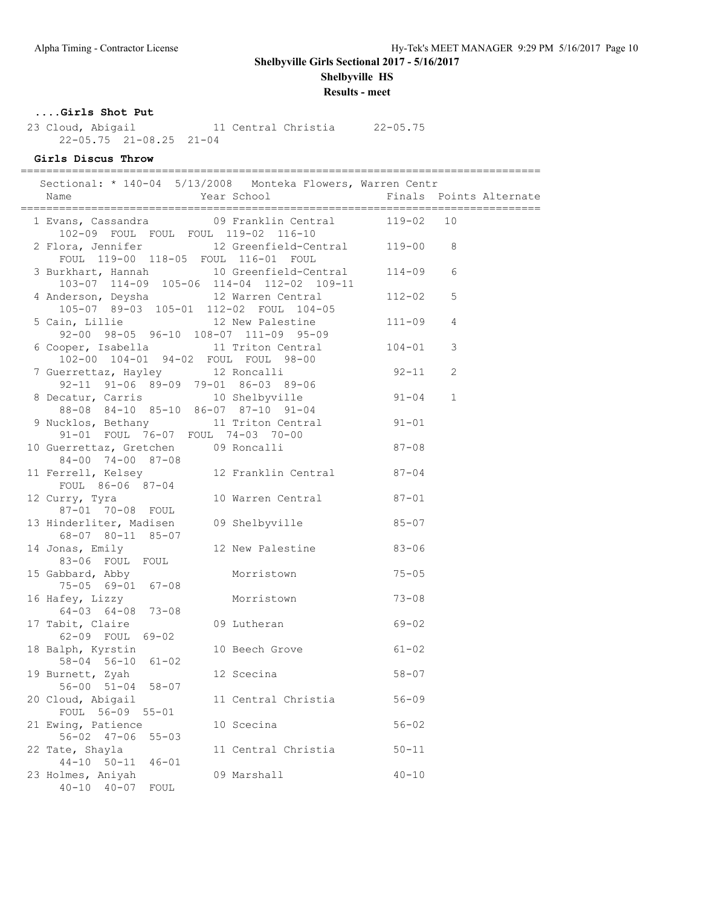**Shelbyville Girls Sectional 2017 - 5/16/2017**

**Shelbyville HS**

**Results - meet**

### ....Girls Shot Put

```
 23 Cloud, Abigail            11 Central Christia      22-05.75
     22-05.75  21-08.25  21-04
```

### Girls Discus Throw

```
=================================================================================
   Sectional: * 140-04  5/13/2008   Monteka Flowers, Warren Centr
    Name                    Year School                  Finals  Points Alternate
=================================================================================
  1 Evans, Cassandra          09 Franklin Central       119-02   10
      102-09  FOUL  FOUL  FOUL  119-02  116-10
  2 Flora, Jennifer           12 Greenfield-Central     119-00    8
      FOUL  119-00  118-05  FOUL  116-01  FOUL
  3 Burkhart, Hannah          10 Greenfield-Central     114-09    6
      103-07  114-09  105-06  114-04  112-02  109-11
  4 Anderson, Deysha          12 Warren Central         112-02    5
      105-07  89-03  105-01  112-02  FOUL  104-05
  5 Cain, Lillie              12 New Palestine          111-09    4
      92-00  98-05  96-10  108-07  111-09  95-09
  6 Cooper, Isabella          11 Triton Central         104-01    3
      102-00  104-01  94-02  FOUL  FOUL  98-00
  7 Guerrettaz, Hayley        12 Roncalli                92-11    2
      92-11  91-06  89-09  79-01  86-03  89-06
  8 Decatur, Carris           10 Shelbyville             91-04    1
      88-08  84-10  85-10  86-07  87-10  91-04
  9 Nucklos, Bethany          11 Triton Central          91-01
      91-01  FOUL  76-07  FOUL  74-03  70-00
 10 Guerrettaz, Gretchen      09 Roncalli                87-08
      84-00  74-00  87-08
 11 Ferrell, Kelsey           12 Franklin Central        87-04
      FOUL  86-06  87-04
 12 Curry, Tyra               10 Warren Central          87-01
      87-01  70-08  FOUL
 13 Hinderliter, Madisen      09 Shelbyville             85-07
      68-07  80-11  85-07
 14 Jonas, Emily              12 New Palestine           83-06
      83-06  FOUL  FOUL
 15 Gabbard, Abby                Morristown              75-05
      75-05  69-01  67-08
 16 Hafey, Lizzy                 Morristown              73-08
      64-03  64-08  73-08
 17 Tabit, Claire             09 Lutheran                69-02
      62-09  FOUL  69-02
 18 Balph, Kyrstin            10 Beech Grove             61-02
      58-04  56-10  61-02
 19 Burnett, Zyah             12 Scecina                 58-07
      56-00  51-04  58-07
 20 Cloud, Abigail            11 Central Christia        56-09
      FOUL  56-09  55-01
 21 Ewing, Patience           10 Scecina                 56-02
      56-02  47-06  55-03
 22 Tate, Shayla              11 Central Christia        50-11
      44-10  50-11  46-01
 23 Holmes, Aniyah            09 Marshall                40-10
      40-10  40-07  FOUL
```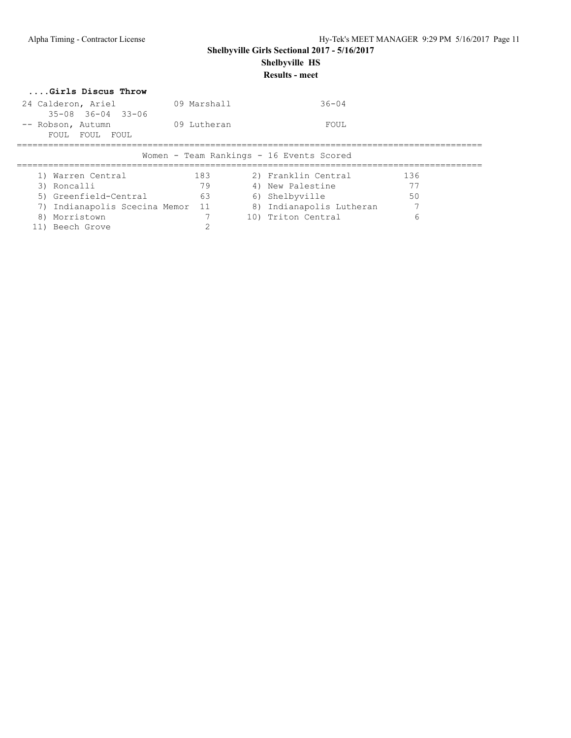## ....Girls Discus Throw

```
 24 Calderon, Ariel          09 Marshall              36-04
      35-08  36-04  33-06
 -- Robson, Autumn           09 Lutheran               FOUL
      FOUL  FOUL  FOUL
```

### Women - Team Rankings - 16 Events Scored

| | | | |
|---|---|---|---|
| 1) Warren Central | 183 | 2) Franklin Central | 136 |
| 3) Roncalli | 79 | 4) New Palestine | 77 |
| 5) Greenfield-Central | 63 | 6) Shelbyville | 50 |
| 7) Indianapolis Scecina Memor | 11 | 8) Indianapolis Lutheran | 7 |
| 8) Morristown | 7 | 10) Triton Central | 6 |
| 11) Beech Grove | 2 | | |